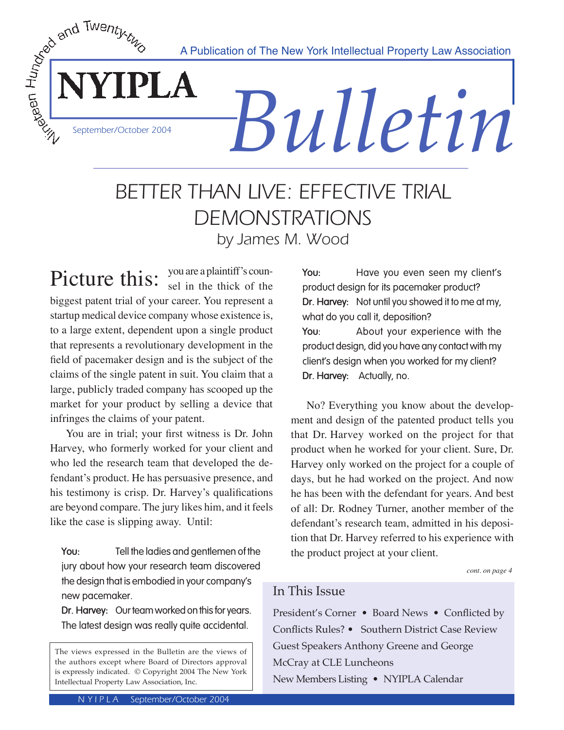Nineteen Hundred and Twenty-two

A Publication of The New York Intellectual Property Law Association

# NYIPLA *Bulletin*

September/October 2004

## BETTER THAN LIVE: EFFECTIVE TRIAL DEMONSTRATIONS

*by James M. Wood*

Picture this: you are a plaintiff's counsel in the thick of the biggest patent trial of your career. You represent a startup medical device company whose existence is, to a large extent, dependent upon a single product that represents a revolutionary development in the field of pacemaker design and is the subject of the claims of the single patent in suit. You claim that a large, publicly traded company has scooped up the market for your product by selling a device that infringes the claims of your patent.

You are in trial; your first witness is Dr. John Harvey, who formerly worked for your client and who led the research team that developed the defendant's product. He has persuasive presence, and his testimony is crisp. Dr. Harvey's qualifications are beyond compare. The jury likes him, and it feels like the case is slipping away. Until:

> **You:** Tell the ladies and gentlemen of the jury about how your research team discovered the design that is embodied in your company's new pacemaker.
>
> **Dr. Harvey:** Our team worked on this for years. The latest design was really quite accidental.
>
> **You:** Have you even seen my client's product design for its pacemaker product?
>
> **Dr. Harvey:** Not until you showed it to me at my, what do you call it, deposition?
>
> **You:** About your experience with the product design, did you have any contact with my client's design when you worked for my client?
>
> **Dr. Harvey:** Actually, no.

No? Everything you know about the development and design of the patented product tells you that Dr. Harvey worked on the project for that product when he worked for your client. Sure, Dr. Harvey only worked on the project for a couple of days, but he had worked on the project. And now he has been with the defendant for years. And best of all: Dr. Rodney Turner, another member of the defendant's research team, admitted in his deposition that Dr. Harvey referred to his experience with the product project at your client.

*cont. on page 4*

The views expressed in the Bulletin are the views of the authors except where Board of Directors approval is expressly indicated. © Copyright 2004 The New York Intellectual Property Law Association, Inc.

### In This Issue

President's Corner • Board News • Conflicted by Conflicts Rules? • Southern District Case Review

Guest Speakers Anthony Greene and George McCray at CLE Luncheons

New Members Listing • NYIPLA Calendar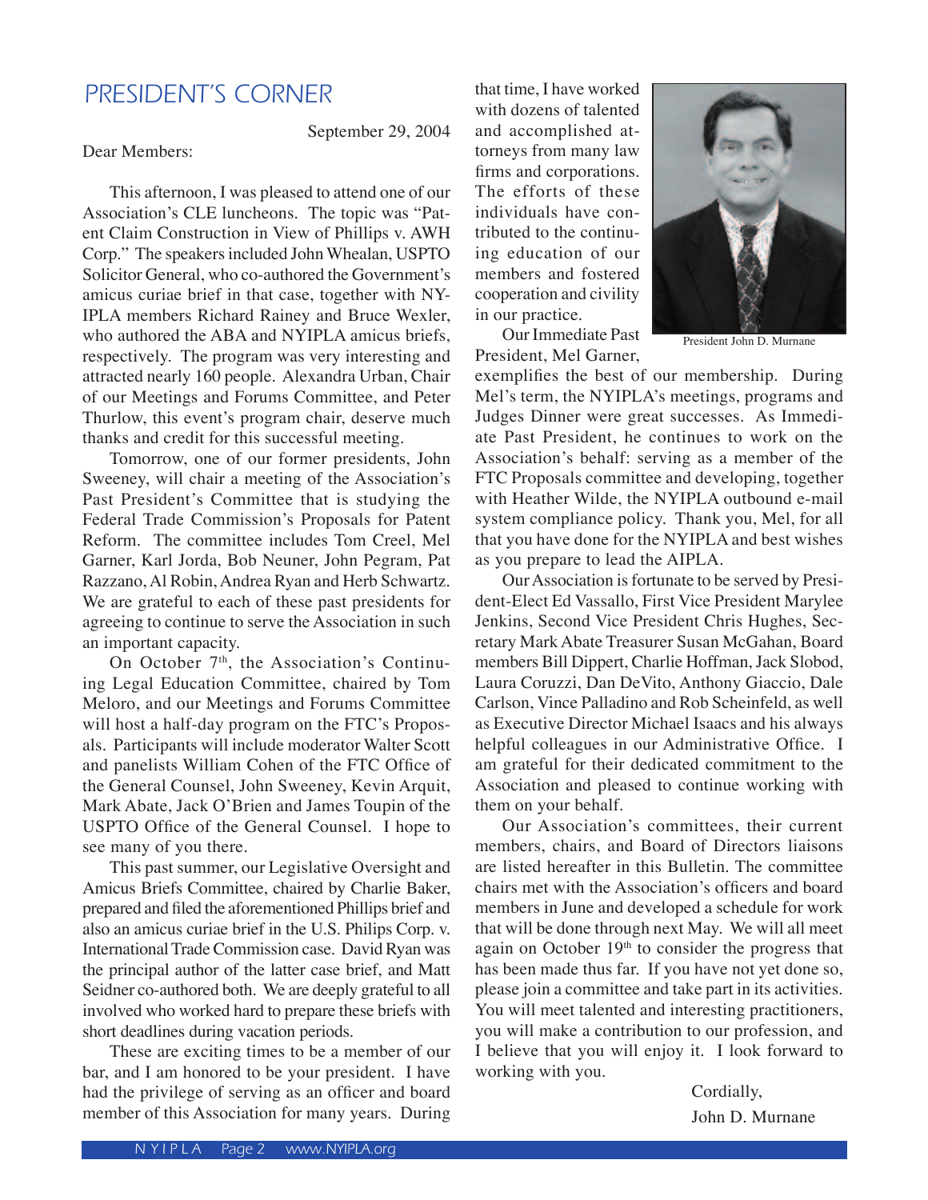# PRESIDENT'S CORNER

September 29, 2004

Dear Members:

This afternoon, I was pleased to attend one of our Association's CLE luncheons. The topic was "Patent Claim Construction in View of Phillips v. AWH Corp." The speakers included John Whealan, USPTO Solicitor General, who co-authored the Government's amicus curiae brief in that case, together with NYIPLA members Richard Rainey and Bruce Wexler, who authored the ABA and NYIPLA amicus briefs, respectively. The program was very interesting and attracted nearly 160 people. Alexandra Urban, Chair of our Meetings and Forums Committee, and Peter Thurlow, this event's program chair, deserve much thanks and credit for this successful meeting.

Tomorrow, one of our former presidents, John Sweeney, will chair a meeting of the Association's Past President's Committee that is studying the Federal Trade Commission's Proposals for Patent Reform. The committee includes Tom Creel, Mel Garner, Karl Jorda, Bob Neuner, John Pegram, Pat Razzano, Al Robin, Andrea Ryan and Herb Schwartz. We are grateful to each of these past presidents for agreeing to continue to serve the Association in such an important capacity.

On October 7th, the Association's Continuing Legal Education Committee, chaired by Tom Meloro, and our Meetings and Forums Committee will host a half-day program on the FTC's Proposals. Participants will include moderator Walter Scott and panelists William Cohen of the FTC Office of the General Counsel, John Sweeney, Kevin Arquit, Mark Abate, Jack O'Brien and James Toupin of the USPTO Office of the General Counsel. I hope to see many of you there.

This past summer, our Legislative Oversight and Amicus Briefs Committee, chaired by Charlie Baker, prepared and filed the aforementioned Phillips brief and also an amicus curiae brief in the U.S. Philips Corp. v. International Trade Commission case. David Ryan was the principal author of the latter case brief, and Matt Seidner co-authored both. We are deeply grateful to all involved who worked hard to prepare these briefs with short deadlines during vacation periods.

These are exciting times to be a member of our bar, and I am honored to be your president. I have had the privilege of serving as an officer and board member of this Association for many years. During that time, I have worked with dozens of talented and accomplished attorneys from many law firms and corporations. The efforts of these individuals have contributed to the continuing education of our members and fostered cooperation and civility in our practice.

President John D. Murnane

Our Immediate Past President, Mel Garner, exemplifies the best of our membership. During Mel's term, the NYIPLA's meetings, programs and Judges Dinner were great successes. As Immediate Past President, he continues to work on the Association's behalf: serving as a member of the FTC Proposals committee and developing, together with Heather Wilde, the NYIPLA outbound e-mail system compliance policy. Thank you, Mel, for all that you have done for the NYIPLA and best wishes as you prepare to lead the AIPLA.

Our Association is fortunate to be served by President-Elect Ed Vassallo, First Vice President Marylee Jenkins, Second Vice President Chris Hughes, Secretary Mark Abate Treasurer Susan McGahan, Board members Bill Dippert, Charlie Hoffman, Jack Slobod, Laura Coruzzi, Dan DeVito, Anthony Giaccio, Dale Carlson, Vince Palladino and Rob Scheinfeld, as well as Executive Director Michael Isaacs and his always helpful colleagues in our Administrative Office. I am grateful for their dedicated commitment to the Association and pleased to continue working with them on your behalf.

Our Association's committees, their current members, chairs, and Board of Directors liaisons are listed hereafter in this Bulletin. The committee chairs met with the Association's officers and board members in June and developed a schedule for work that will be done through next May. We will all meet again on October 19th to consider the progress that has been made thus far. If you have not yet done so, please join a committee and take part in its activities. You will meet talented and interesting practitioners, you will make a contribution to our profession, and I believe that you will enjoy it. I look forward to working with you.

Cordially,
John D. Murnane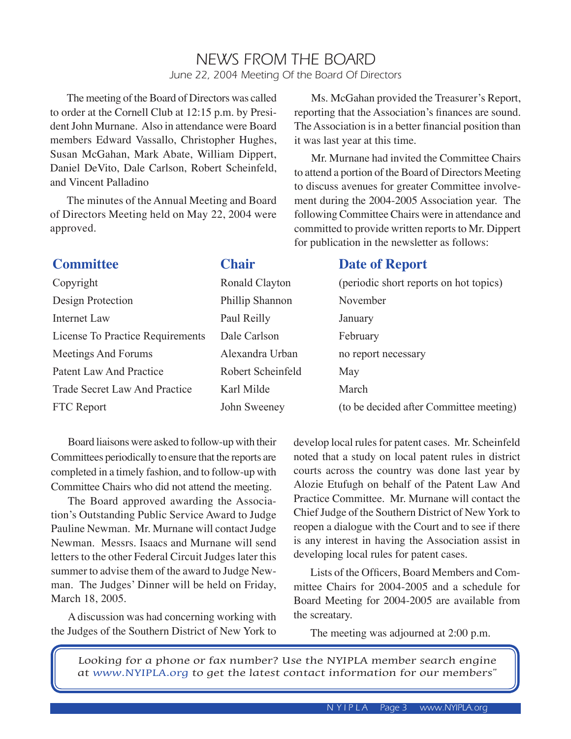# NEWS FROM THE BOARD

*June 22, 2004 Meeting Of the Board Of Directors*

The meeting of the Board of Directors was called to order at the Cornell Club at 12:15 p.m. by President John Murnane. Also in attendance were Board members Edward Vassallo, Christopher Hughes, Susan McGahan, Mark Abate, William Dippert, Daniel DeVito, Dale Carlson, Robert Scheinfeld, and Vincent Palladino

The minutes of the Annual Meeting and Board of Directors Meeting held on May 22, 2004 were approved.

Ms. McGahan provided the Treasurer's Report, reporting that the Association's finances are sound. The Association is in a better financial position than it was last year at this time.

Mr. Murnane had invited the Committee Chairs to attend a portion of the Board of Directors Meeting to discuss avenues for greater Committee involvement during the 2004-2005 Association year. The following Committee Chairs were in attendance and committed to provide written reports to Mr. Dippert for publication in the newsletter as follows:

| Committee | Chair | Date of Report |
|---|---|---|
| Copyright | Ronald Clayton | (periodic short reports on hot topics) |
| Design Protection | Phillip Shannon | November |
| Internet Law | Paul Reilly | January |
| License To Practice Requirements | Dale Carlson | February |
| Meetings And Forums | Alexandra Urban | no report necessary |
| Patent Law And Practice | Robert Scheinfeld | May |
| Trade Secret Law And Practice | Karl Milde | March |
| FTC Report | John Sweeney | (to be decided after Committee meeting) |

Board liaisons were asked to follow-up with their Committees periodically to ensure that the reports are completed in a timely fashion, and to follow-up with Committee Chairs who did not attend the meeting.

The Board approved awarding the Association's Outstanding Public Service Award to Judge Pauline Newman. Mr. Murnane will contact Judge Newman. Messrs. Isaacs and Murnane will send letters to the other Federal Circuit Judges later this summer to advise them of the award to Judge Newman. The Judges' Dinner will be held on Friday, March 18, 2005.

A discussion was had concerning working with the Judges of the Southern District of New York to develop local rules for patent cases. Mr. Scheinfeld noted that a study on local patent rules in district courts across the country was done last year by Alozie Etufugh on behalf of the Patent Law And Practice Committee. Mr. Murnane will contact the Chief Judge of the Southern District of New York to reopen a dialogue with the Court and to see if there is any interest in having the Association assist in developing local rules for patent cases.

Lists of the Officers, Board Members and Committee Chairs for 2004-2005 and a schedule for Board Meeting for 2004-2005 are available from the screatary.

The meeting was adjourned at 2:00 p.m.

*Looking for a phone or fax number? Use the NYIPLA member search engine at www.NYIPLA.org to get the latest contact information for our members"*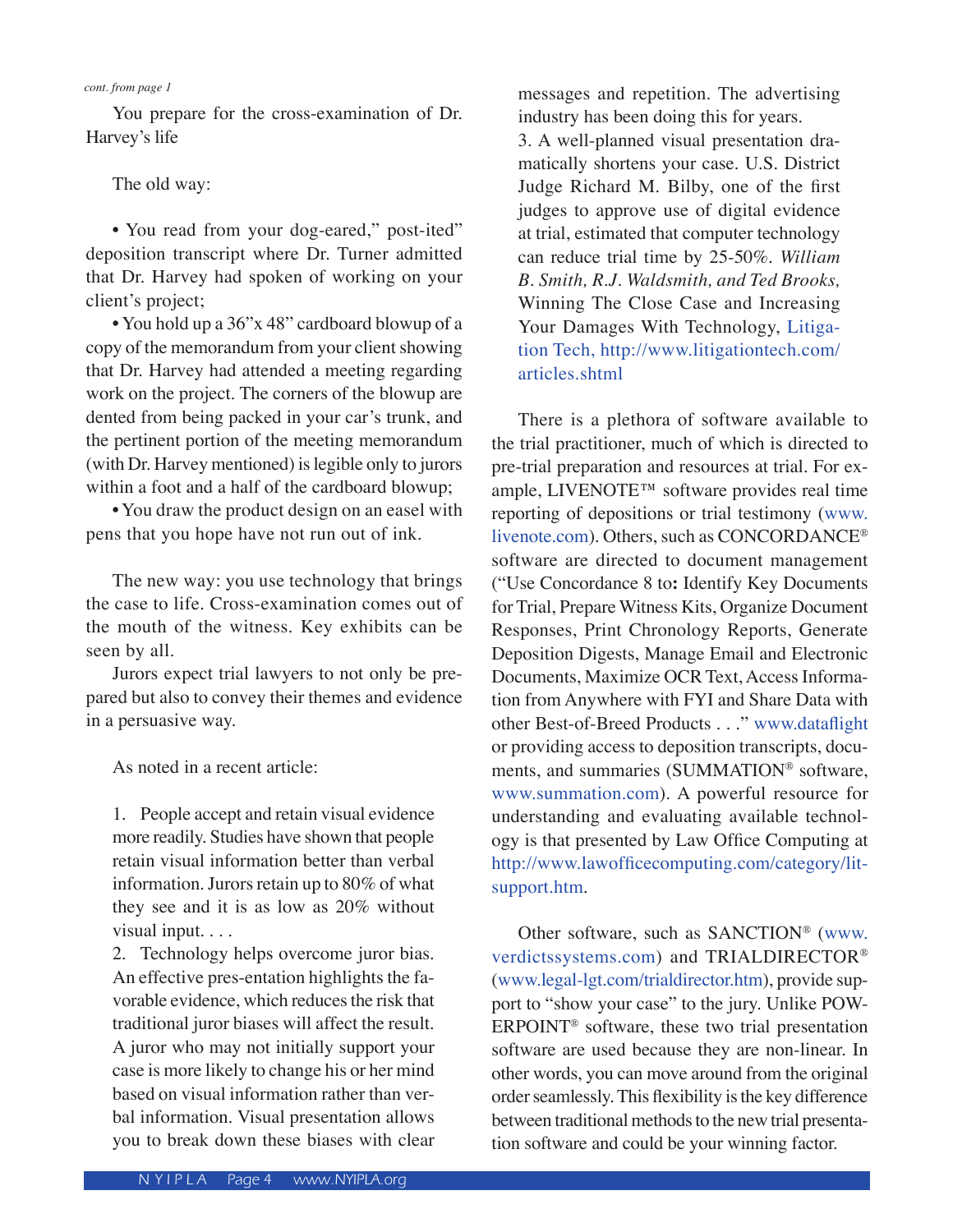*cont. from page 1*

You prepare for the cross-examination of Dr. Harvey's life

The old way:

• You read from your dog-eared," post-ited" deposition transcript where Dr. Turner admitted that Dr. Harvey had spoken of working on your client's project;

• You hold up a 36"x 48" cardboard blowup of a copy of the memorandum from your client showing that Dr. Harvey had attended a meeting regarding work on the project. The corners of the blowup are dented from being packed in your car's trunk, and the pertinent portion of the meeting memorandum (with Dr. Harvey mentioned) is legible only to jurors within a foot and a half of the cardboard blowup;

• You draw the product design on an easel with pens that you hope have not run out of ink.

The new way: you use technology that brings the case to life. Cross-examination comes out of the mouth of the witness. Key exhibits can be seen by all.

Jurors expect trial lawyers to not only be prepared but also to convey their themes and evidence in a persuasive way.

As noted in a recent article:

1. People accept and retain visual evidence more readily. Studies have shown that people retain visual information better than verbal information. Jurors retain up to 80% of what they see and it is as low as 20% without visual input. . . .
2. Technology helps overcome juror bias. An effective pres-entation highlights the favorable evidence, which reduces the risk that traditional juror biases will affect the result. A juror who may not initially support your case is more likely to change his or her mind based on visual information rather than verbal information. Visual presentation allows you to break down these biases with clear messages and repetition. The advertising industry has been doing this for years.
3. A well-planned visual presentation dramatically shortens your case. U.S. District Judge Richard M. Bilby, one of the first judges to approve use of digital evidence at trial, estimated that computer technology can reduce trial time by 25-50%. *William B. Smith, R.J. Waldsmith, and Ted Brooks,* Winning The Close Case and Increasing Your Damages With Technology, Litigation Tech, http://www.litigationtech.com/articles.shtml

There is a plethora of software available to the trial practitioner, much of which is directed to pre-trial preparation and resources at trial. For example, LIVENOTE™ software provides real time reporting of depositions or trial testimony (www.livenote.com). Others, such as CONCORDANCE® software are directed to document management ("Use Concordance 8 to**:** Identify Key Documents for Trial, Prepare Witness Kits, Organize Document Responses, Print Chronology Reports, Generate Deposition Digests, Manage Email and Electronic Documents, Maximize OCR Text, Access Information from Anywhere with FYI and Share Data with other Best-of-Breed Products . . ." www.dataflight or providing access to deposition transcripts, documents, and summaries (SUMMATION® software, www.summation.com). A powerful resource for understanding and evaluating available technology is that presented by Law Office Computing at http://www.lawofficecomputing.com/category/lit-support.htm.

Other software, such as SANCTION® (www.verdictssystems.com) and TRIALDIRECTOR® (www.legal-lgt.com/trialdirector.htm), provide support to "show your case" to the jury. Unlike POWERPOINT® software, these two trial presentation software are used because they are non-linear. In other words, you can move around from the original order seamlessly. This flexibility is the key difference between traditional methods to the new trial presentation software and could be your winning factor.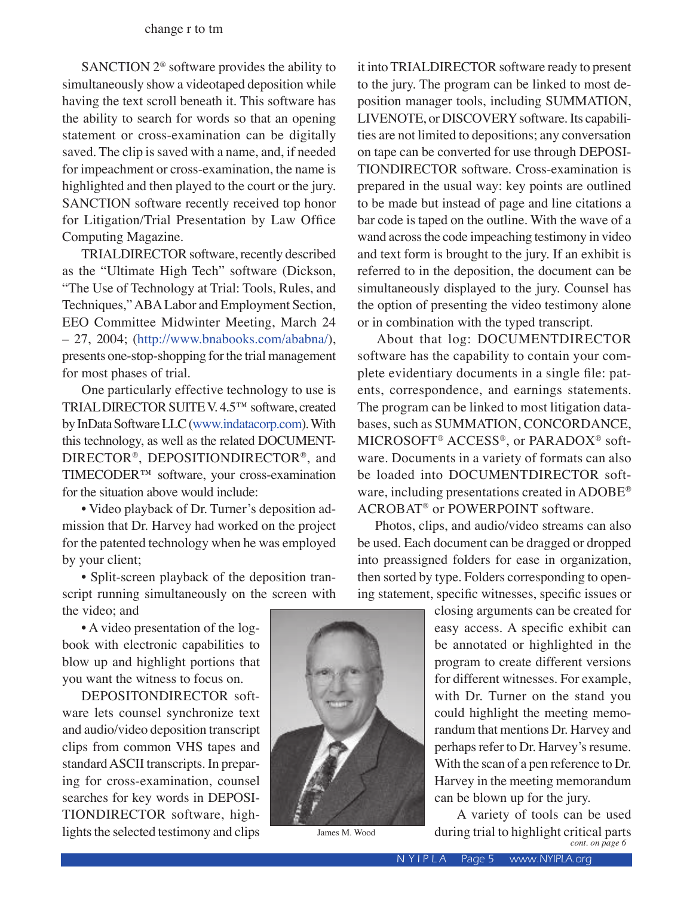change r to tm

SANCTION 2® software provides the ability to simultaneously show a videotaped deposition while having the text scroll beneath it. This software has the ability to search for words so that an opening statement or cross-examination can be digitally saved. The clip is saved with a name, and, if needed for impeachment or cross-examination, the name is highlighted and then played to the court or the jury. SANCTION software recently received top honor for Litigation/Trial Presentation by Law Office Computing Magazine.

TRIALDIRECTOR software, recently described as the "Ultimate High Tech" software (Dickson, "The Use of Technology at Trial: Tools, Rules, and Techniques," ABA Labor and Employment Section, EEO Committee Midwinter Meeting, March 24 – 27, 2004; (http://www.bnabooks.com/ababna/), presents one-stop-shopping for the trial management for most phases of trial.

One particularly effective technology to use is TRIAL DIRECTOR SUITE V. 4.5™ software, created by InData Software LLC (www.indatacorp.com). With this technology, as well as the related DOCUMENTDIRECTOR®, DEPOSITIONDIRECTOR®, and TIMECODER™ software, your cross-examination for the situation above would include:

- Video playback of Dr. Turner's deposition admission that Dr. Harvey had worked on the project for the patented technology when he was employed by your client;
- Split-screen playback of the deposition transcript running simultaneously on the screen with the video; and
- A video presentation of the logbook with electronic capabilities to blow up and highlight portions that you want the witness to focus on.

DEPOSITONDIRECTOR software lets counsel synchronize text and audio/video deposition transcript clips from common VHS tapes and standard ASCII transcripts. In preparing for cross-examination, counsel searches for key words in DEPOSITIONDIRECTOR software, highlights the selected testimony and clips it into TRIALDIRECTOR software ready to present to the jury. The program can be linked to most deposition manager tools, including SUMMATION, LIVENOTE, or DISCOVERY software. Its capabilities are not limited to depositions; any conversation on tape can be converted for use through DEPOSITIONDIRECTOR software. Cross-examination is prepared in the usual way: key points are outlined to be made but instead of page and line citations a bar code is taped on the outline. With the wave of a wand across the code impeaching testimony in video and text form is brought to the jury. If an exhibit is referred to in the deposition, the document can be simultaneously displayed to the jury. Counsel has the option of presenting the video testimony alone or in combination with the typed transcript.

About that log: DOCUMENTDIRECTOR software has the capability to contain your complete evidentiary documents in a single file: patents, correspondence, and earnings statements. The program can be linked to most litigation databases, such as SUMMATION, CONCORDANCE, MICROSOFT® ACCESS®, or PARADOX® software. Documents in a variety of formats can also be loaded into DOCUMENTDIRECTOR software, including presentations created in ADOBE® ACROBAT® or POWERPOINT software.

Photos, clips, and audio/video streams can also be used. Each document can be dragged or dropped into preassigned folders for ease in organization, then sorted by type. Folders corresponding to opening statement, specific witnesses, specific issues or closing arguments can be created for easy access. A specific exhibit can be annotated or highlighted in the program to create different versions for different witnesses. For example, with Dr. Turner on the stand you could highlight the meeting memorandum that mentions Dr. Harvey and perhaps refer to Dr. Harvey's resume. With the scan of a pen reference to Dr. Harvey in the meeting memorandum can be blown up for the jury.

James M. Wood

A variety of tools can be used during trial to highlight critical parts

*cont. on page 6*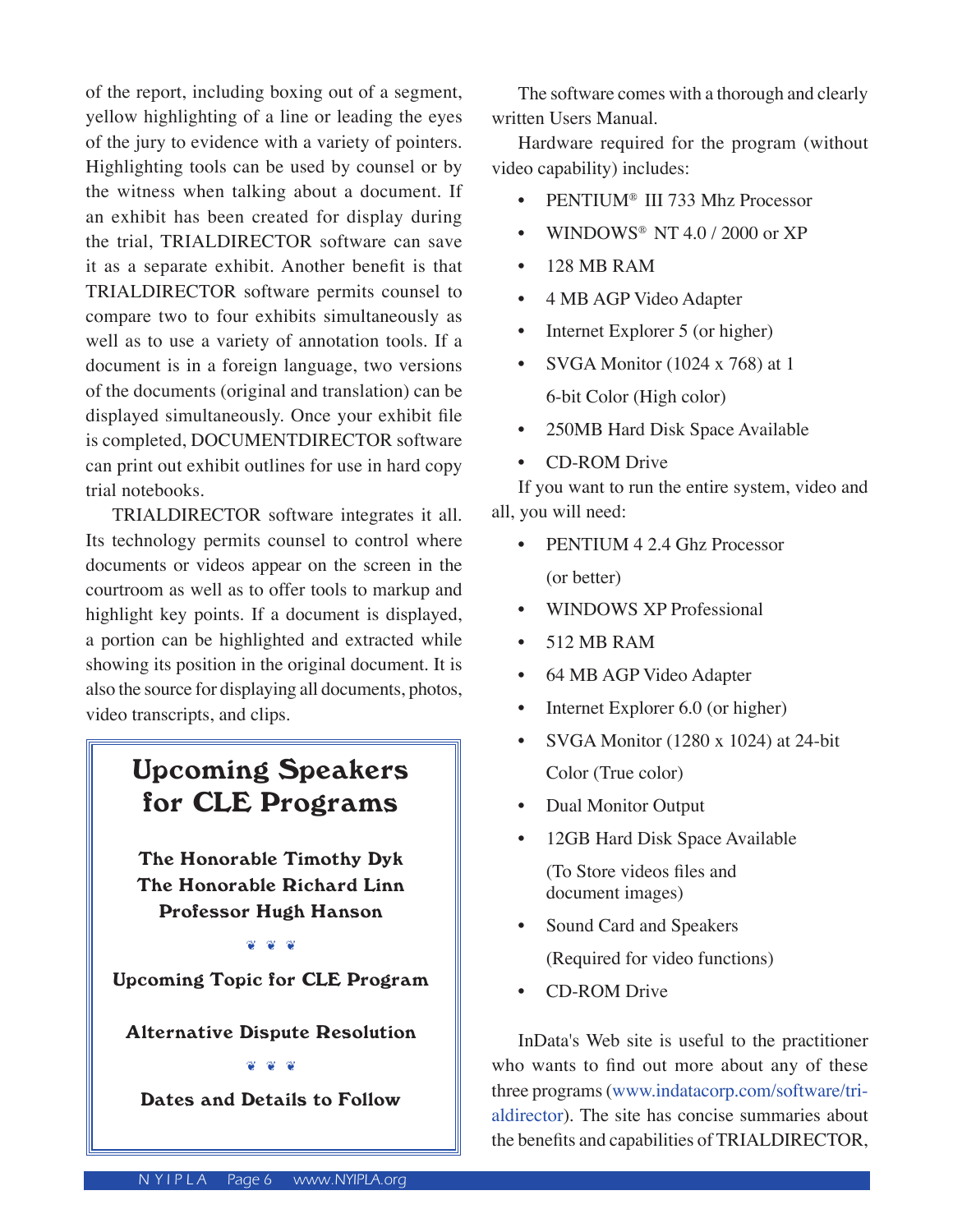of the report, including boxing out of a segment, yellow highlighting of a line or leading the eyes of the jury to evidence with a variety of pointers. Highlighting tools can be used by counsel or by the witness when talking about a document. If an exhibit has been created for display during the trial, TRIALDIRECTOR software can save it as a separate exhibit. Another benefit is that TRIALDIRECTOR software permits counsel to compare two to four exhibits simultaneously as well as to use a variety of annotation tools. If a document is in a foreign language, two versions of the documents (original and translation) can be displayed simultaneously. Once your exhibit file is completed, DOCUMENTDIRECTOR software can print out exhibit outlines for use in hard copy trial notebooks.

TRIALDIRECTOR software integrates it all. Its technology permits counsel to control where documents or videos appear on the screen in the courtroom as well as to offer tools to markup and highlight key points. If a document is displayed, a portion can be highlighted and extracted while showing its position in the original document. It is also the source for displaying all documents, photos, video transcripts, and clips.

## Upcoming Speakers for CLE Programs

**The Honorable Timothy Dyk**
**The Honorable Richard Linn**
**Professor Hugh Hanson**

❦ ❦ ❦

**Upcoming Topic for CLE Program**

**Alternative Dispute Resolution**

❦ ❦ ❦

**Dates and Details to Follow**

The software comes with a thorough and clearly written Users Manual.

Hardware required for the program (without video capability) includes:

- PENTIUM® III 733 Mhz Processor
- WINDOWS® NT 4.0 / 2000 or XP
- 128 MB RAM
- 4 MB AGP Video Adapter
- Internet Explorer 5 (or higher)
- SVGA Monitor (1024 x 768) at 16-bit Color (High color)
- 250MB Hard Disk Space Available
- CD-ROM Drive

If you want to run the entire system, video and all, you will need:

- PENTIUM 4 2.4 Ghz Processor (or better)
- WINDOWS XP Professional
- 512 MB RAM
- 64 MB AGP Video Adapter
- Internet Explorer 6.0 (or higher)
- SVGA Monitor (1280 x 1024) at 24-bit Color (True color)
- Dual Monitor Output
- 12GB Hard Disk Space Available (To Store videos files and document images)
- Sound Card and Speakers (Required for video functions)
- CD-ROM Drive

InData's Web site is useful to the practitioner who wants to find out more about any of these three programs (www.indatacorp.com/software/trialdirector). The site has concise summaries about the benefits and capabilities of TRIALDIRECTOR,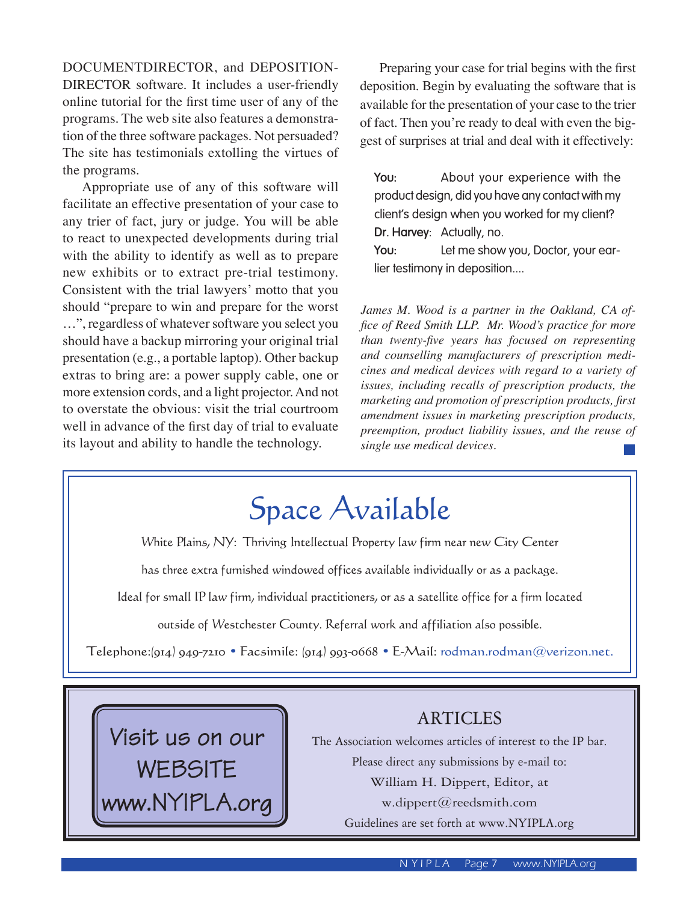DOCUMENTDIRECTOR, and DEPOSITION-DIRECTOR software. It includes a user-friendly online tutorial for the first time user of any of the programs. The web site also features a demonstration of the three software packages. Not persuaded? The site has testimonials extolling the virtues of the programs.

Appropriate use of any of this software will facilitate an effective presentation of your case to any trier of fact, jury or judge. You will be able to react to unexpected developments during trial with the ability to identify as well as to prepare new exhibits or to extract pre-trial testimony. Consistent with the trial lawyers' motto that you should "prepare to win and prepare for the worst …", regardless of whatever software you select you should have a backup mirroring your original trial presentation (e.g., a portable laptop). Other backup extras to bring are: a power supply cable, one or more extension cords, and a light projector. And not to overstate the obvious: visit the trial courtroom well in advance of the first day of trial to evaluate its layout and ability to handle the technology.

Preparing your case for trial begins with the first deposition. Begin by evaluating the software that is available for the presentation of your case to the trier of fact. Then you're ready to deal with even the biggest of surprises at trial and deal with it effectively:

> **You:** About your experience with the product design, did you have any contact with my client's design when you worked for my client?
>
> **Dr. Harvey**: Actually, no.
>
> **You:** Let me show you, Doctor, your earlier testimony in deposition....

*James M. Wood is a partner in the Oakland, CA office of Reed Smith LLP. Mr. Wood's practice for more than twenty-five years has focused on representing and counselling manufacturers of prescription medicines and medical devices with regard to a variety of issues, including recalls of prescription products, the marketing and promotion of prescription products, first amendment issues in marketing prescription products, preemption, product liability issues, and the reuse of single use medical devices.*

---

# Space Available

White Plains, NY: Thriving Intellectual Property law firm near new City Center

has three extra furnished windowed offices available individually or as a package.

Ideal for small IP law firm, individual practitioners, or as a satellite office for a firm located

outside of Westchester County. Referral work and affiliation also possible.

Telephone:(914) 949-7210 • Facsimile: (914) 993-0668 • E-Mail: rodman.rodman@verizon.net.

---

Visit us on our WEBSITE www.NYIPLA.org

## ARTICLES

The Association welcomes articles of interest to the IP bar.

Please direct any submissions by e-mail to:

William H. Dippert, Editor, at

w.dippert@reedsmith.com

Guidelines are set forth at www.NYIPLA.org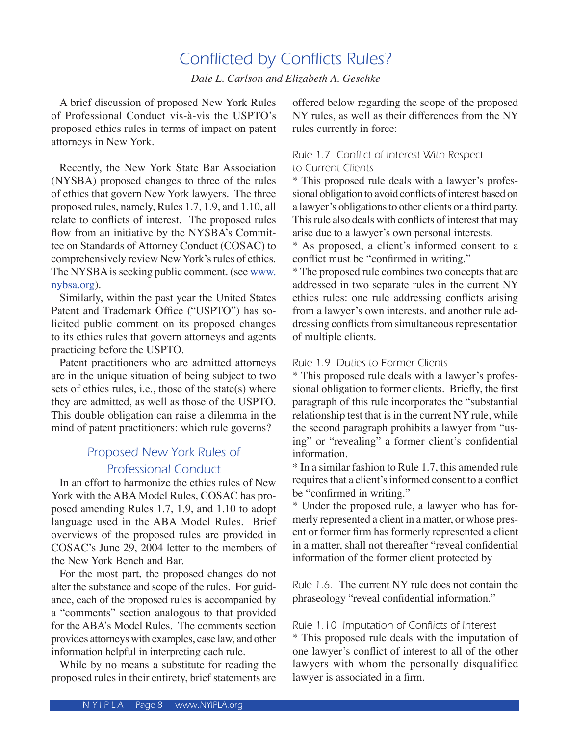# Conflicted by Conflicts Rules?

*Dale L. Carlson and Elizabeth A. Geschke*

A brief discussion of proposed New York Rules of Professional Conduct vis-à-vis the USPTO's proposed ethics rules in terms of impact on patent attorneys in New York.

Recently, the New York State Bar Association (NYSBA) proposed changes to three of the rules of ethics that govern New York lawyers. The three proposed rules, namely, Rules 1.7, 1.9, and 1.10, all relate to conflicts of interest. The proposed rules flow from an initiative by the NYSBA's Committee on Standards of Attorney Conduct (COSAC) to comprehensively review New York's rules of ethics. The NYSBA is seeking public comment. (see www.nybsa.org).

Similarly, within the past year the United States Patent and Trademark Office ("USPTO") has solicited public comment on its proposed changes to its ethics rules that govern attorneys and agents practicing before the USPTO.

Patent practitioners who are admitted attorneys are in the unique situation of being subject to two sets of ethics rules, i.e., those of the state(s) where they are admitted, as well as those of the USPTO. This double obligation can raise a dilemma in the mind of patent practitioners: which rule governs?

## Proposed New York Rules of Professional Conduct

In an effort to harmonize the ethics rules of New York with the ABA Model Rules, COSAC has proposed amending Rules 1.7, 1.9, and 1.10 to adopt language used in the ABA Model Rules. Brief overviews of the proposed rules are provided in COSAC's June 29, 2004 letter to the members of the New York Bench and Bar.

For the most part, the proposed changes do not alter the substance and scope of the rules. For guidance, each of the proposed rules is accompanied by a "comments" section analogous to that provided for the ABA's Model Rules. The comments section provides attorneys with examples, case law, and other information helpful in interpreting each rule.

While by no means a substitute for reading the proposed rules in their entirety, brief statements are offered below regarding the scope of the proposed NY rules, as well as their differences from the NY rules currently in force:

### Rule 1.7 Conflict of Interest With Respect to Current Clients

* This proposed rule deals with a lawyer's professional obligation to avoid conflicts of interest based on a lawyer's obligations to other clients or a third party. This rule also deals with conflicts of interest that may arise due to a lawyer's own personal interests.
* As proposed, a client's informed consent to a conflict must be "confirmed in writing."
* The proposed rule combines two concepts that are addressed in two separate rules in the current NY ethics rules: one rule addressing conflicts arising from a lawyer's own interests, and another rule addressing conflicts from simultaneous representation of multiple clients.

### Rule 1.9 Duties to Former Clients

* This proposed rule deals with a lawyer's professional obligation to former clients. Briefly, the first paragraph of this rule incorporates the "substantial relationship test that is in the current NY rule, while the second paragraph prohibits a lawyer from "using" or "revealing" a former client's confidential information.
* In a similar fashion to Rule 1.7, this amended rule requires that a client's informed consent to a conflict be "confirmed in writing."
* Under the proposed rule, a lawyer who has formerly represented a client in a matter, or whose present or former firm has formerly represented a client in a matter, shall not thereafter "reveal confidential information of the former client protected by Rule 1.6. The current NY rule does not contain the phraseology "reveal confidential information."

### Rule 1.10 Imputation of Conflicts of Interest

* This proposed rule deals with the imputation of one lawyer's conflict of interest to all of the other lawyers with whom the personally disqualified lawyer is associated in a firm.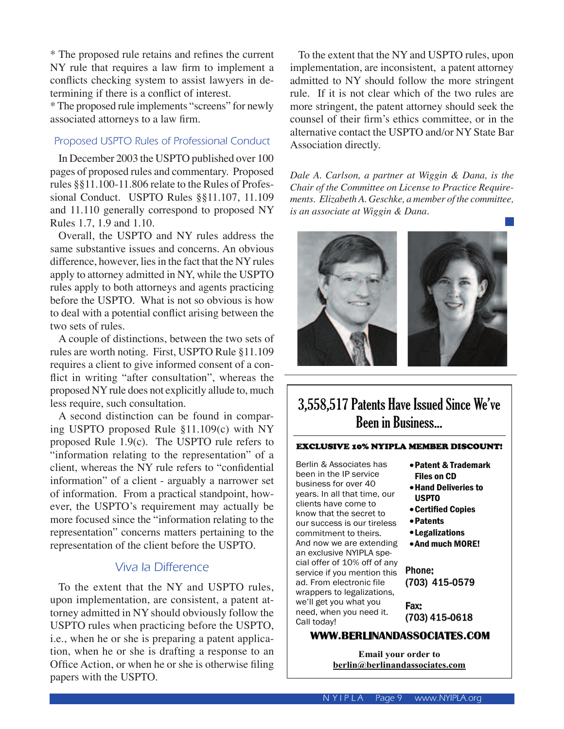* The proposed rule retains and refines the current NY rule that requires a law firm to implement a conflicts checking system to assist lawyers in determining if there is a conflict of interest.

* The proposed rule implements "screens" for newly associated attorneys to a law firm.

## Proposed USPTO Rules of Professional Conduct

In December 2003 the USPTO published over 100 pages of proposed rules and commentary. Proposed rules §§11.100-11.806 relate to the Rules of Professional Conduct. USPTO Rules §§11.107, 11.109 and 11.110 generally correspond to proposed NY Rules 1.7, 1.9 and 1.10.

Overall, the USPTO and NY rules address the same substantive issues and concerns. An obvious difference, however, lies in the fact that the NY rules apply to attorney admitted in NY, while the USPTO rules apply to both attorneys and agents practicing before the USPTO. What is not so obvious is how to deal with a potential conflict arising between the two sets of rules.

A couple of distinctions, between the two sets of rules are worth noting. First, USPTO Rule §11.109 requires a client to give informed consent of a conflict in writing "after consultation", whereas the proposed NY rule does not explicitly allude to, much less require, such consultation.

A second distinction can be found in comparing USPTO proposed Rule §11.109(c) with NY proposed Rule 1.9(c). The USPTO rule refers to "information relating to the representation" of a client, whereas the NY rule refers to "confidential information" of a client - arguably a narrower set of information. From a practical standpoint, however, the USPTO's requirement may actually be more focused since the "information relating to the representation" concerns matters pertaining to the representation of the client before the USPTO.

## Viva la Difference

To the extent that the NY and USPTO rules, upon implementation, are consistent, a patent attorney admitted in NY should obviously follow the USPTO rules when practicing before the USPTO, i.e., when he or she is preparing a patent application, when he or she is drafting a response to an Office Action, or when he or she is otherwise filing papers with the USPTO.

To the extent that the NY and USPTO rules, upon implementation, are inconsistent, a patent attorney admitted to NY should follow the more stringent rule. If it is not clear which of the two rules are more stringent, the patent attorney should seek the counsel of their firm's ethics committee, or in the alternative contact the USPTO and/or NY State Bar Association directly.

*Dale A. Carlson, a partner at Wiggin & Dana, is the Chair of the Committee on License to Practice Requirements. Elizabeth A. Geschke, a member of the committee, is an associate at Wiggin & Dana.*

---

## 3,558,517 Patents Have Issued Since We've Been in Business...

**EXCLUSIVE 10% NYIPLA MEMBER DISCOUNT!**

Berlin & Associates has been in the IP service business for over 40 years. In all that time, our clients have come to know that the secret to our success is our tireless commitment to theirs. And now we are extending an exclusive NYIPLA special offer of 10% off of any service if you mention this ad. From electronic file wrappers to legalizations, we'll get you what you need, when you need it. Call today!

- **Patent & Trademark Files on CD**
- **Hand Deliveries to USPTO**
- **Certified Copies**
- **Patents**
- **Legalizations**
- **And much MORE!**

**Phone:**
**(703) 415-0579**

**Fax:**
**(703) 415-0618**

**WWW.BERLINANDASSOCIATES.COM**

**Email your order to**
**berlin@berlinandassociates.com**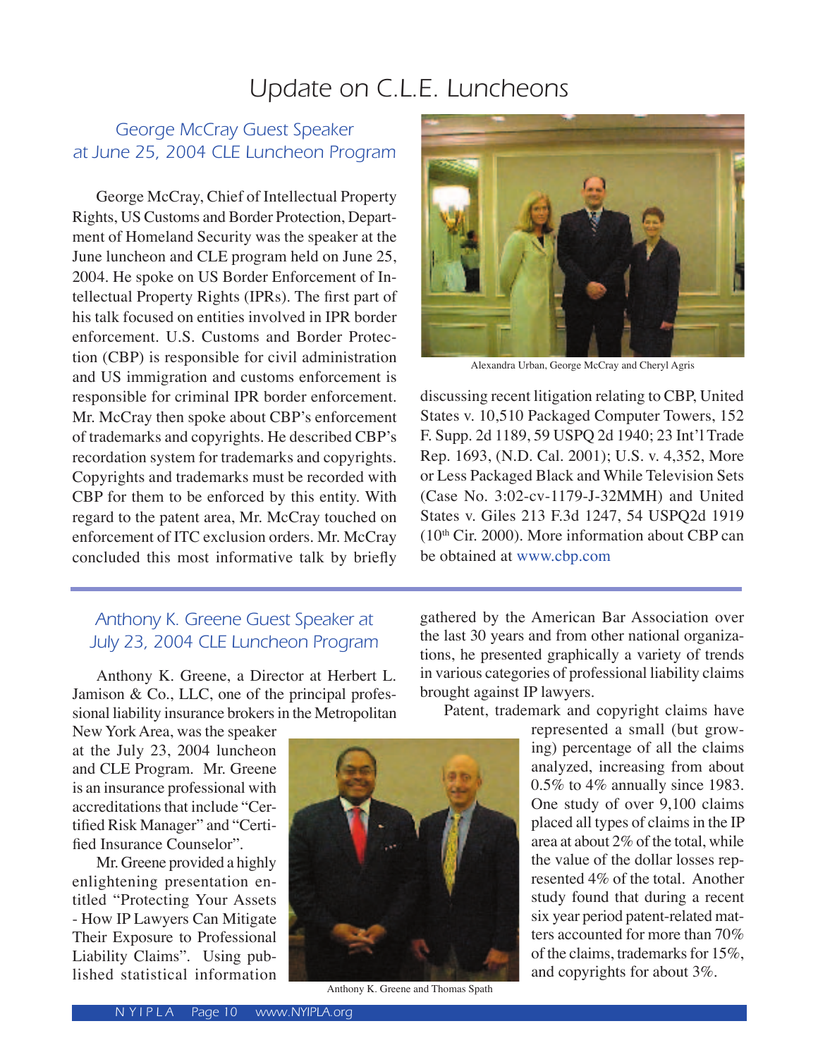# Update on C.L.E. Luncheons

## George McCray Guest Speaker at June 25, 2004 CLE Luncheon Program

George McCray, Chief of Intellectual Property Rights, US Customs and Border Protection, Department of Homeland Security was the speaker at the June luncheon and CLE program held on June 25, 2004. He spoke on US Border Enforcement of Intellectual Property Rights (IPRs). The first part of his talk focused on entities involved in IPR border enforcement. U.S. Customs and Border Protection (CBP) is responsible for civil administration and US immigration and customs enforcement is responsible for criminal IPR border enforcement. Mr. McCray then spoke about CBP's enforcement of trademarks and copyrights. He described CBP's recordation system for trademarks and copyrights. Copyrights and trademarks must be recorded with CBP for them to be enforced by this entity. With regard to the patent area, Mr. McCray touched on enforcement of ITC exclusion orders. Mr. McCray concluded this most informative talk by briefly discussing recent litigation relating to CBP, United States v. 10,510 Packaged Computer Towers, 152 F. Supp. 2d 1189, 59 USPQ 2d 1940; 23 Int'l Trade Rep. 1693, (N.D. Cal. 2001); U.S. v. 4,352, More or Less Packaged Black and While Television Sets (Case No. 3:02-cv-1179-J-32MMH) and United States v. Giles 213 F.3d 1247, 54 USPQ2d 1919 (10th Cir. 2000). More information about CBP can be obtained at www.cbp.com

Alexandra Urban, George McCray and Cheryl Agris

## Anthony K. Greene Guest Speaker at July 23, 2004 CLE Luncheon Program

Anthony K. Greene, a Director at Herbert L. Jamison & Co., LLC, one of the principal professional liability insurance brokers in the Metropolitan New York Area, was the speaker at the July 23, 2004 luncheon and CLE Program. Mr. Greene is an insurance professional with accreditations that include "Certified Risk Manager" and "Certified Insurance Counselor".

Mr. Greene provided a highly enlightening presentation entitled "Protecting Your Assets - How IP Lawyers Can Mitigate Their Exposure to Professional Liability Claims". Using published statistical information gathered by the American Bar Association over the last 30 years and from other national organizations, he presented graphically a variety of trends in various categories of professional liability claims brought against IP lawyers.

Patent, trademark and copyright claims have represented a small (but growing) percentage of all the claims analyzed, increasing from about 0.5% to 4% annually since 1983. One study of over 9,100 claims placed all types of claims in the IP area at about 2% of the total, while the value of the dollar losses represented 4% of the total. Another study found that during a recent six year period patent-related matters accounted for more than 70% of the claims, trademarks for 15%, and copyrights for about 3%.

Anthony K. Greene and Thomas Spath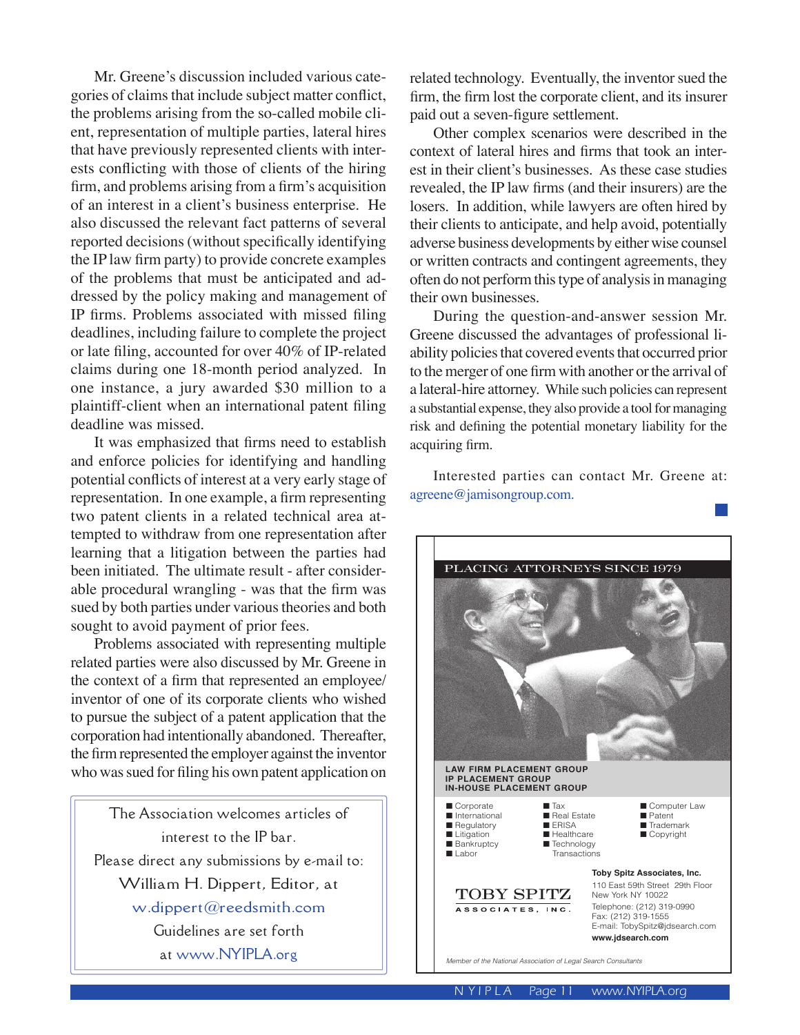Mr. Greene's discussion included various categories of claims that include subject matter conflict, the problems arising from the so-called mobile client, representation of multiple parties, lateral hires that have previously represented clients with interests conflicting with those of clients of the hiring firm, and problems arising from a firm's acquisition of an interest in a client's business enterprise. He also discussed the relevant fact patterns of several reported decisions (without specifically identifying the IP law firm party) to provide concrete examples of the problems that must be anticipated and addressed by the policy making and management of IP firms. Problems associated with missed filing deadlines, including failure to complete the project or late filing, accounted for over 40% of IP-related claims during one 18-month period analyzed. In one instance, a jury awarded $30 million to a plaintiff-client when an international patent filing deadline was missed.

It was emphasized that firms need to establish and enforce policies for identifying and handling potential conflicts of interest at a very early stage of representation. In one example, a firm representing two patent clients in a related technical area attempted to withdraw from one representation after learning that a litigation between the parties had been initiated. The ultimate result - after considerable procedural wrangling - was that the firm was sued by both parties under various theories and both sought to avoid payment of prior fees.

Problems associated with representing multiple related parties were also discussed by Mr. Greene in the context of a firm that represented an employee/inventor of one of its corporate clients who wished to pursue the subject of a patent application that the corporation had intentionally abandoned. Thereafter, the firm represented the employer against the inventor who was sued for filing his own patent application on related technology. Eventually, the inventor sued the firm, the firm lost the corporate client, and its insurer paid out a seven-figure settlement.

Other complex scenarios were described in the context of lateral hires and firms that took an interest in their client's businesses. As these case studies revealed, the IP law firms (and their insurers) are the losers. In addition, while lawyers are often hired by their clients to anticipate, and help avoid, potentially adverse business developments by either wise counsel or written contracts and contingent agreements, they often do not perform this type of analysis in managing their own businesses.

During the question-and-answer session Mr. Greene discussed the advantages of professional liability policies that covered events that occurred prior to the merger of one firm with another or the arrival of a lateral-hire attorney. While such policies can represent a substantial expense, they also provide a tool for managing risk and defining the potential monetary liability for the acquiring firm.

Interested parties can contact Mr. Greene at: agreene@jamisongroup.com.

---

The Association welcomes articles of interest to the IP bar.

Please direct any submissions by e-mail to:

William H. Dippert, Editor, at

w.dippert@reedsmith.com

Guidelines are set forth

at www.NYIPLA.org

---

PLACING ATTORNEYS SINCE 1979

**LAW FIRM PLACEMENT GROUP**
**IP PLACEMENT GROUP**
**IN-HOUSE PLACEMENT GROUP**

- Corporate
- International
- Regulatory
- Litigation
- Bankruptcy
- Labor
- Tax
- Real Estate
- ERISA
- Healthcare
- Technology Transactions
- Computer Law
- Patent
- Trademark
- Copyright

TOBY SPITZ ASSOCIATES, INC.

**Toby Spitz Associates, Inc.**
110 East 59th Street 29th Floor
New York NY 10022
Telephone: (212) 319-0990
Fax: (212) 319-1555
E-mail: TobySpitz@jdsearch.com
**www.jdsearch.com**

*Member of the National Association of Legal Search Consultants*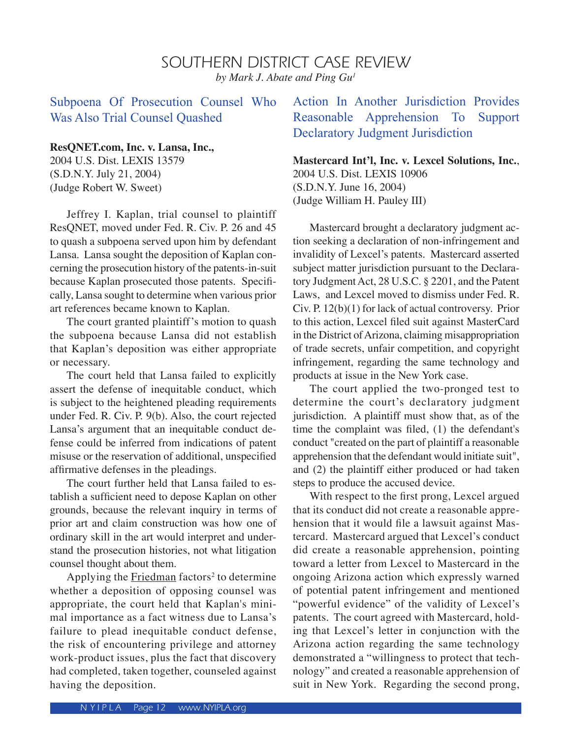# SOUTHERN DISTRICT CASE REVIEW

*by Mark J. Abate and Ping Gu*[1]

## Subpoena Of Prosecution Counsel Who Was Also Trial Counsel Quashed

**ResQNET.com, Inc. v. Lansa, Inc.,**
2004 U.S. Dist. LEXIS 13579
(S.D.N.Y. July 21, 2004)
(Judge Robert W. Sweet)

Jeffrey I. Kaplan, trial counsel to plaintiff ResQNET, moved under Fed. R. Civ. P. 26 and 45 to quash a subpoena served upon him by defendant Lansa. Lansa sought the deposition of Kaplan concerning the prosecution history of the patents-in-suit because Kaplan prosecuted those patents. Specifically, Lansa sought to determine when various prior art references became known to Kaplan.

The court granted plaintiff's motion to quash the subpoena because Lansa did not establish that Kaplan's deposition was either appropriate or necessary.

The court held that Lansa failed to explicitly assert the defense of inequitable conduct, which is subject to the heightened pleading requirements under Fed. R. Civ. P. 9(b). Also, the court rejected Lansa's argument that an inequitable conduct defense could be inferred from indications of patent misuse or the reservation of additional, unspecified affirmative defenses in the pleadings.

The court further held that Lansa failed to establish a sufficient need to depose Kaplan on other grounds, because the relevant inquiry in terms of prior art and claim construction was how one of ordinary skill in the art would interpret and understand the prosecution histories, not what litigation counsel thought about them.

Applying the Friedman factors[2] to determine whether a deposition of opposing counsel was appropriate, the court held that Kaplan's minimal importance as a fact witness due to Lansa's failure to plead inequitable conduct defense, the risk of encountering privilege and attorney work-product issues, plus the fact that discovery had completed, taken together, counseled against having the deposition.

## Action In Another Jurisdiction Provides Reasonable Apprehension To Support Declaratory Judgment Jurisdiction

**Mastercard Int'l, Inc. v. Lexcel Solutions, Inc.**,
2004 U.S. Dist. LEXIS 10906
(S.D.N.Y. June 16, 2004)
(Judge William H. Pauley III)

Mastercard brought a declaratory judgment action seeking a declaration of non-infringement and invalidity of Lexcel's patents. Mastercard asserted subject matter jurisdiction pursuant to the Declaratory Judgment Act, 28 U.S.C. § 2201, and the Patent Laws, and Lexcel moved to dismiss under Fed. R. Civ. P. 12(b)(1) for lack of actual controversy. Prior to this action, Lexcel filed suit against MasterCard in the District of Arizona, claiming misappropriation of trade secrets, unfair competition, and copyright infringement, regarding the same technology and products at issue in the New York case.

The court applied the two-pronged test to determine the court's declaratory judgment jurisdiction. A plaintiff must show that, as of the time the complaint was filed, (1) the defendant's conduct "created on the part of plaintiff a reasonable apprehension that the defendant would initiate suit", and (2) the plaintiff either produced or had taken steps to produce the accused device.

With respect to the first prong, Lexcel argued that its conduct did not create a reasonable apprehension that it would file a lawsuit against Mastercard. Mastercard argued that Lexcel's conduct did create a reasonable apprehension, pointing toward a letter from Lexcel to Mastercard in the ongoing Arizona action which expressly warned of potential patent infringement and mentioned "powerful evidence" of the validity of Lexcel's patents. The court agreed with Mastercard, holding that Lexcel's letter in conjunction with the Arizona action regarding the same technology demonstrated a "willingness to protect that technology" and created a reasonable apprehension of suit in New York. Regarding the second prong,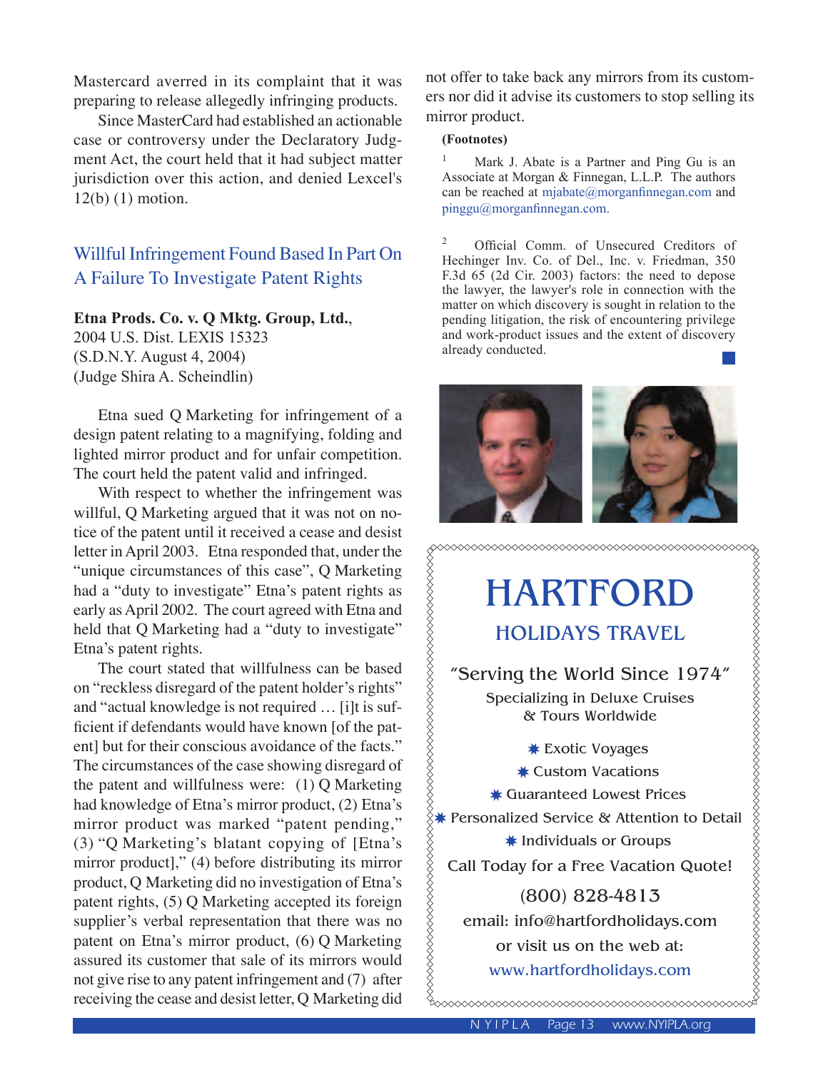Mastercard averred in its complaint that it was preparing to release allegedly infringing products.

Since MasterCard had established an actionable case or controversy under the Declaratory Judgment Act, the court held that it had subject matter jurisdiction over this action, and denied Lexcel's 12(b) (1) motion.

## Willful Infringement Found Based In Part On A Failure To Investigate Patent Rights

**Etna Prods. Co. v. Q Mktg. Group, Ltd.**,
2004 U.S. Dist. LEXIS 15323
(S.D.N.Y. August 4, 2004)
(Judge Shira A. Scheindlin)

Etna sued Q Marketing for infringement of a design patent relating to a magnifying, folding and lighted mirror product and for unfair competition. The court held the patent valid and infringed.

With respect to whether the infringement was willful, Q Marketing argued that it was not on notice of the patent until it received a cease and desist letter in April 2003. Etna responded that, under the "unique circumstances of this case", Q Marketing had a "duty to investigate" Etna's patent rights as early as April 2002. The court agreed with Etna and held that Q Marketing had a "duty to investigate" Etna's patent rights.

The court stated that willfulness can be based on "reckless disregard of the patent holder's rights" and "actual knowledge is not required … [i]t is sufficient if defendants would have known [of the patent] but for their conscious avoidance of the facts." The circumstances of the case showing disregard of the patent and willfulness were: (1) Q Marketing had knowledge of Etna's mirror product, (2) Etna's mirror product was marked "patent pending," (3) "Q Marketing's blatant copying of [Etna's mirror product]," (4) before distributing its mirror product, Q Marketing did no investigation of Etna's patent rights, (5) Q Marketing accepted its foreign supplier's verbal representation that there was no patent on Etna's mirror product, (6) Q Marketing assured its customer that sale of its mirrors would not give rise to any patent infringement and (7) after receiving the cease and desist letter, Q Marketing did not offer to take back any mirrors from its customers nor did it advise its customers to stop selling its mirror product.

**(Footnotes)**

[1] Mark J. Abate is a Partner and Ping Gu is an Associate at Morgan & Finnegan, L.L.P. The authors can be reached at mjabate@morganfinnegan.com and pinggu@morganfinnegan.com.

[2] Official Comm. of Unsecured Creditors of Hechinger Inv. Co. of Del., Inc. v. Friedman, 350 F.3d 65 (2d Cir. 2003) factors: the need to depose the lawyer, the lawyer's role in connection with the matter on which discovery is sought in relation to the pending litigation, the risk of encountering privilege and work-product issues and the extent of discovery already conducted.

# HARTFORD

## HOLIDAYS TRAVEL

"Serving the World Since 1974"

Specializing in Deluxe Cruises
& Tours Worldwide

- Exotic Voyages
- Custom Vacations
- Guaranteed Lowest Prices
- Personalized Service & Attention to Detail
- Individuals or Groups

Call Today for a Free Vacation Quote!

(800) 828-4813

email: info@hartfordholidays.com

or visit us on the web at:

www.hartfordholidays.com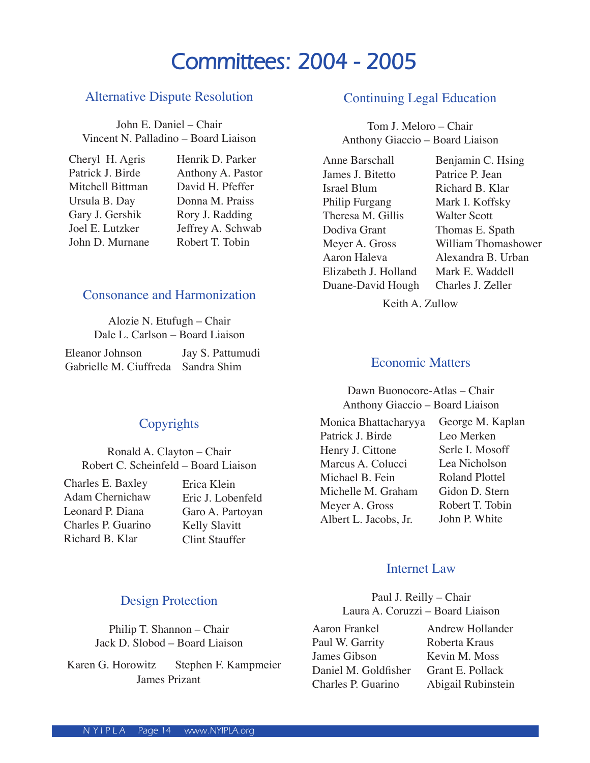# Committees: 2004 - 2005

## Alternative Dispute Resolution

John E. Daniel – Chair
Vincent N. Palladino – Board Liaison

Cheryl H. Agris
Patrick J. Birde
Mitchell Bittman
Ursula B. Day
Gary J. Gershik
Joel E. Lutzker
John D. Murnane
Henrik D. Parker
Anthony A. Pastor
David H. Pfeffer
Donna M. Praiss
Rory J. Radding
Jeffrey A. Schwab
Robert T. Tobin

## Consonance and Harmonization

Alozie N. Etufugh – Chair
Dale L. Carlson – Board Liaison

Eleanor Johnson
Gabrielle M. Ciuffreda
Jay S. Pattumudi
Sandra Shim

## Copyrights

Ronald A. Clayton – Chair
Robert C. Scheinfeld – Board Liaison

Charles E. Baxley
Adam Chernichaw
Leonard P. Diana
Charles P. Guarino
Richard B. Klar
Erica Klein
Eric J. Lobenfeld
Garo A. Partoyan
Kelly Slavitt
Clint Stauffer

## Design Protection

Philip T. Shannon – Chair
Jack D. Slobod – Board Liaison

Karen G. Horowitz
Stephen F. Kampmeier
James Prizant

## Continuing Legal Education

Tom J. Meloro – Chair
Anthony Giaccio – Board Liaison

Anne Barschall
James J. Bitetto
Israel Blum
Philip Furgang
Theresa M. Gillis
Dodiva Grant
Meyer A. Gross
Aaron Haleva
Elizabeth J. Holland
Duane-David Hough
Benjamin C. Hsing
Patrice P. Jean
Richard B. Klar
Mark I. Koffsky
Walter Scott
Thomas E. Spath
William Thomashower
Alexandra B. Urban
Mark E. Waddell
Charles J. Zeller
Keith A. Zullow

## Economic Matters

Dawn Buonocore-Atlas – Chair
Anthony Giaccio – Board Liaison

Monica Bhattacharyya
Patrick J. Birde
Henry J. Cittone
Marcus A. Colucci
Michael B. Fein
Michelle M. Graham
Meyer A. Gross
Albert L. Jacobs, Jr.
George M. Kaplan
Leo Merken
Serle I. Mosoff
Lea Nicholson
Roland Plottel
Gidon D. Stern
Robert T. Tobin
John P. White

## Internet Law

Paul J. Reilly – Chair
Laura A. Coruzzi – Board Liaison

Aaron Frankel
Paul W. Garrity
James Gibson
Daniel M. Goldfisher
Charles P. Guarino
Andrew Hollander
Roberta Kraus
Kevin M. Moss
Grant E. Pollack
Abigail Rubinstein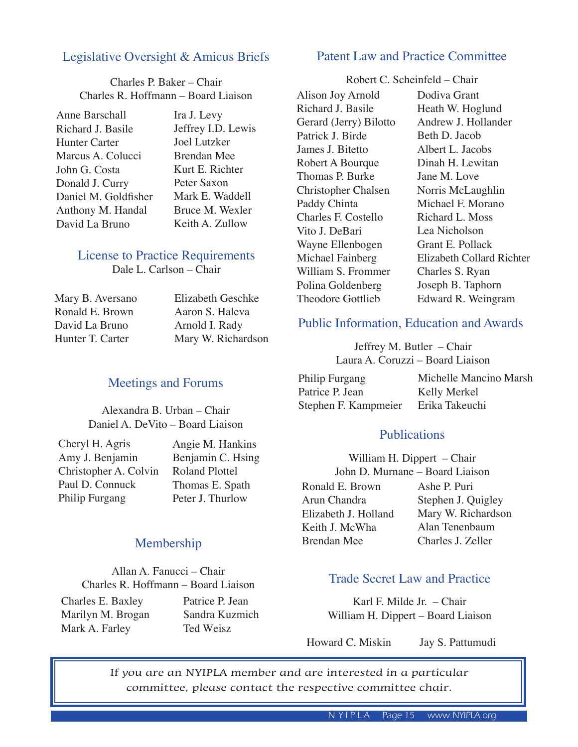## Legislative Oversight & Amicus Briefs

Charles P. Baker – Chair
Charles R. Hoffmann – Board Liaison

Anne Barschall
Richard J. Basile
Hunter Carter
Marcus A. Colucci
John G. Costa
Donald J. Curry
Daniel M. Goldfisher
Anthony M. Handal
David La Bruno
Ira J. Levy
Jeffrey I.D. Lewis
Joel Lutzker
Brendan Mee
Kurt E. Richter
Peter Saxon
Mark E. Waddell
Bruce M. Wexler
Keith A. Zullow

## License to Practice Requirements

Dale L. Carlson – Chair

Mary B. Aversano
Ronald E. Brown
David La Bruno
Hunter T. Carter
Elizabeth Geschke
Aaron S. Haleva
Arnold I. Rady
Mary W. Richardson

## Meetings and Forums

Alexandra B. Urban – Chair
Daniel A. DeVito – Board Liaison

Cheryl H. Agris
Amy J. Benjamin
Christopher A. Colvin
Paul D. Connuck
Philip Furgang
Angie M. Hankins
Benjamin C. Hsing
Roland Plottel
Thomas E. Spath
Peter J. Thurlow

## Membership

Allan A. Fanucci – Chair
Charles R. Hoffmann – Board Liaison

Charles E. Baxley
Marilyn M. Brogan
Mark A. Farley
Patrice P. Jean
Sandra Kuzmich
Ted Weisz

## Patent Law and Practice Committee

Robert C. Scheinfeld – Chair

Alison Joy Arnold
Richard J. Basile
Gerard (Jerry) Bilotto
Patrick J. Birde
James J. Bitetto
Robert A Bourque
Thomas P. Burke
Christopher Chalsen
Paddy Chinta
Charles F. Costello
Vito J. DeBari
Wayne Ellenbogen
Michael Fainberg
William S. Frommer
Polina Goldenberg
Theodore Gottlieb
Dodiva Grant
Heath W. Hoglund
Andrew J. Hollander
Beth D. Jacob
Albert L. Jacobs
Dinah H. Lewitan
Jane M. Love
Norris McLaughlin
Michael F. Morano
Richard L. Moss
Lea Nicholson
Grant E. Pollack
Elizabeth Collard Richter
Charles S. Ryan
Joseph B. Taphorn
Edward R. Weingram

## Public Information, Education and Awards

Jeffrey M. Butler – Chair
Laura A. Coruzzi – Board Liaison

Philip Furgang
Patrice P. Jean
Stephen F. Kampmeier
Michelle Mancino Marsh
Kelly Merkel
Erika Takeuchi

## Publications

William H. Dippert – Chair
John D. Murnane – Board Liaison

Ronald E. Brown
Arun Chandra
Elizabeth J. Holland
Keith J. McWha
Brendan Mee
Ashe P. Puri
Stephen J. Quigley
Mary W. Richardson
Alan Tenenbaum
Charles J. Zeller

## Trade Secret Law and Practice

Karl F. Milde Jr. – Chair
William H. Dippert – Board Liaison

Howard C. Miskin
Jay S. Pattumudi

*If you are an NYIPLA member and are interested in a particular committee, please contact the respective committee chair.*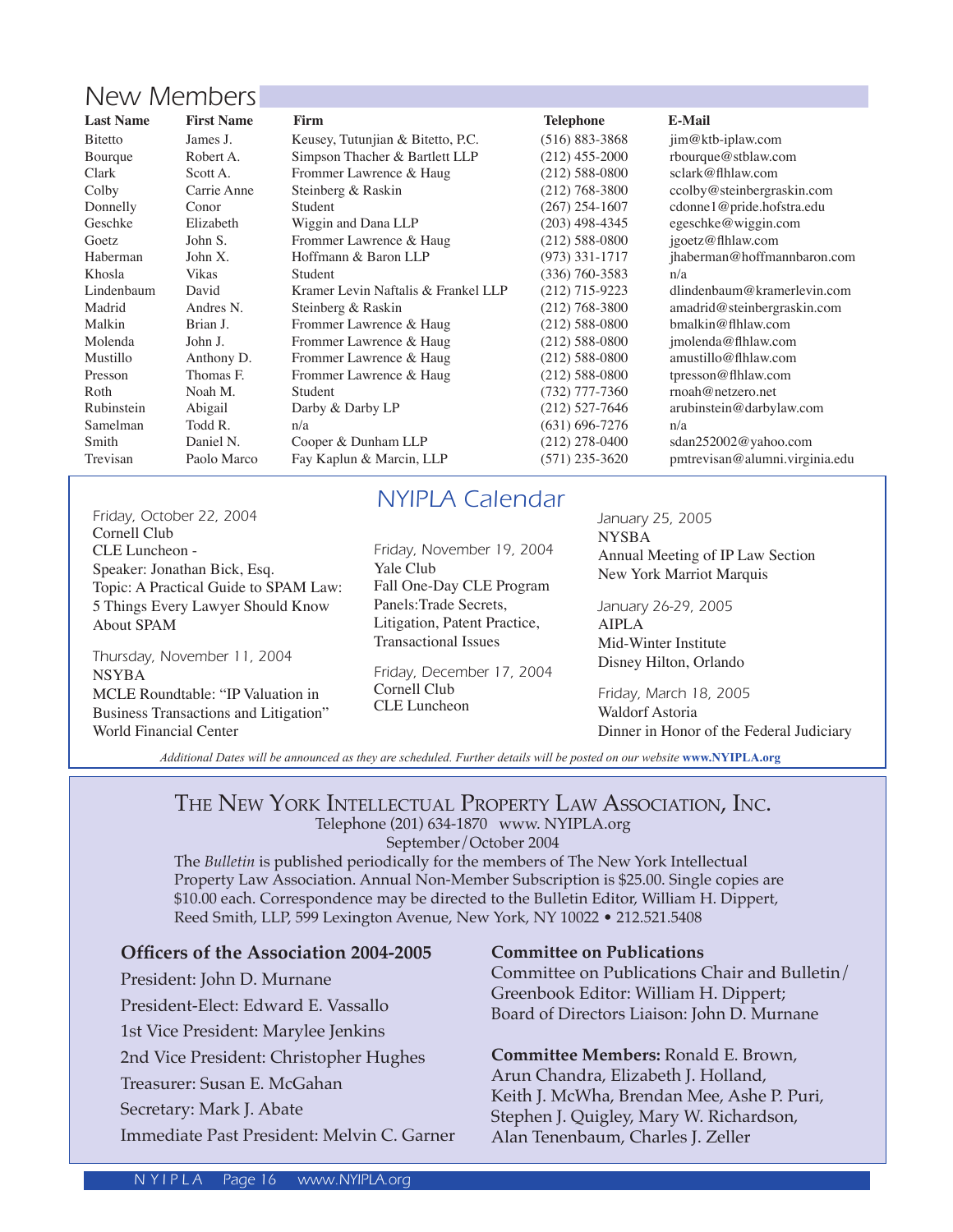## New Members

| Last Name | First Name | Firm | Telephone | E-Mail |
|---|---|---|---|---|
| Bitetto | James J. | Keusey, Tutunjian & Bitetto, P.C. | (516) 883-3868 | jim@ktb-iplaw.com |
| Bourque | Robert A. | Simpson Thacher & Bartlett LLP | (212) 455-2000 | rbourque@stblaw.com |
| Clark | Scott A. | Frommer Lawrence & Haug | (212) 588-0800 | sclark@flhlaw.com |
| Colby | Carrie Anne | Steinberg & Raskin | (212) 768-3800 | ccolby@steinbergraskin.com |
| Donnelly | Conor | Student | (267) 254-1607 | cdonne1@pride.hofstra.edu |
| Geschke | Elizabeth | Wiggin and Dana LLP | (203) 498-4345 | egeschke@wiggin.com |
| Goetz | John S. | Frommer Lawrence & Haug | (212) 588-0800 | jgoetz@flhlaw.com |
| Haberman | John X. | Hoffmann & Baron LLP | (973) 331-1717 | jhaberman@hoffmannbaron.com |
| Khosla | Vikas | Student | (336) 760-3583 | n/a |
| Lindenbaum | David | Kramer Levin Naftalis & Frankel LLP | (212) 715-9223 | dlindenbaum@kramerlevin.com |
| Madrid | Andres N. | Steinberg & Raskin | (212) 768-3800 | amadrid@steinbergraskin.com |
| Malkin | Brian J. | Frommer Lawrence & Haug | (212) 588-0800 | bmalkin@flhlaw.com |
| Molenda | John J. | Frommer Lawrence & Haug | (212) 588-0800 | jmolenda@flhlaw.com |
| Mustillo | Anthony D. | Frommer Lawrence & Haug | (212) 588-0800 | amustillo@flhlaw.com |
| Presson | Thomas F. | Frommer Lawrence & Haug | (212) 588-0800 | tpresson@flhlaw.com |
| Roth | Noah M. | Student | (732) 777-7360 | rnoah@netzero.net |
| Rubinstein | Abigail | Darby & Darby LP | (212) 527-7646 | arubinstein@darbylaw.com |
| Samelman | Todd R. | n/a | (631) 696-7276 | n/a |
| Smith | Daniel N. | Cooper & Dunham LLP | (212) 278-0400 | sdan252002@yahoo.com |
| Trevisan | Paolo Marco | Fay Kaplun & Marcin, LLP | (571) 235-3620 | pmtrevisan@alumni.virginia.edu |

## NYIPLA Calendar

*Friday, October 22, 2004*
Cornell Club
CLE Luncheon -
Speaker: Jonathan Bick, Esq.
Topic: A Practical Guide to SPAM Law: 5 Things Every Lawyer Should Know About SPAM

*Thursday, November 11, 2004*
NSYBA
MCLE Roundtable: "IP Valuation in Business Transactions and Litigation"
World Financial Center

*Friday, November 19, 2004*
Yale Club
Fall One-Day CLE Program
Panels:Trade Secrets, Litigation, Patent Practice, Transactional Issues

*Friday, December 17, 2004*
Cornell Club
CLE Luncheon

*January 25, 2005*
NYSBA
Annual Meeting of IP Law Section
New York Marriot Marquis

*January 26-29, 2005*
AIPLA
Mid-Winter Institute
Disney Hilton, Orlando

*Friday, March 18, 2005*
Waldorf Astoria
Dinner in Honor of the Federal Judiciary

*Additional Dates will be announced as they are scheduled. Further details will be posted on our website* **www.NYIPLA.org**

## The New York Intellectual Property Law Association, Inc.

Telephone (201) 634-1870 www. NYIPLA.org
September/October 2004

The *Bulletin* is published periodically for the members of The New York Intellectual Property Law Association. Annual Non-Member Subscription is $25.00. Single copies are $10.00 each. Correspondence may be directed to the Bulletin Editor, William H. Dippert, Reed Smith, LLP, 599 Lexington Avenue, New York, NY 10022 • 212.521.5408

### Officers of the Association 2004-2005

President: John D. Murnane
President-Elect: Edward E. Vassallo
1st Vice President: Marylee Jenkins
2nd Vice President: Christopher Hughes
Treasurer: Susan E. McGahan
Secretary: Mark J. Abate
Immediate Past President: Melvin C. Garner

### Committee on Publications

Committee on Publications Chair and Bulletin/Greenbook Editor: William H. Dippert;
Board of Directors Liaison: John D. Murnane

**Committee Members:** Ronald E. Brown, Arun Chandra, Elizabeth J. Holland, Keith J. McWha, Brendan Mee, Ashe P. Puri, Stephen J. Quigley, Mary W. Richardson, Alan Tenenbaum, Charles J. Zeller